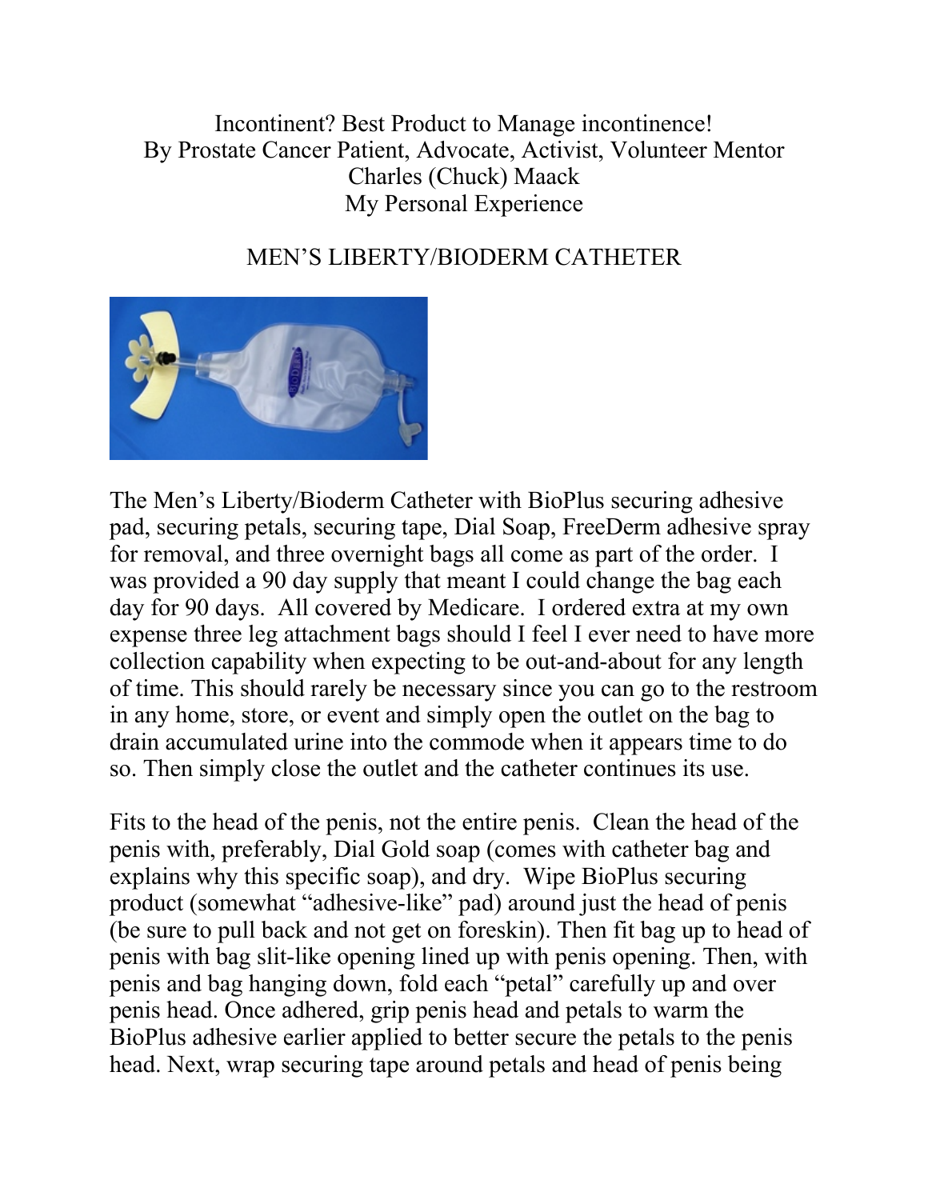Incontinent? Best Product to Manage incontinence!
By Prostate Cancer Patient, Advocate, Activist, Volunteer Mentor
Charles (Chuck) Maack
My Personal Experience

## MEN'S LIBERTY/BIODERM CATHETER

The Men's Liberty/Bioderm Catheter with BioPlus securing adhesive pad, securing petals, securing tape, Dial Soap, FreeDerm adhesive spray for removal, and three overnight bags all come as part of the order. I was provided a 90 day supply that meant I could change the bag each day for 90 days. All covered by Medicare. I ordered extra at my own expense three leg attachment bags should I feel I ever need to have more collection capability when expecting to be out-and-about for any length of time. This should rarely be necessary since you can go to the restroom in any home, store, or event and simply open the outlet on the bag to drain accumulated urine into the commode when it appears time to do so. Then simply close the outlet and the catheter continues its use.

Fits to the head of the penis, not the entire penis. Clean the head of the penis with, preferably, Dial Gold soap (comes with catheter bag and explains why this specific soap), and dry. Wipe BioPlus securing product (somewhat "adhesive-like" pad) around just the head of penis (be sure to pull back and not get on foreskin). Then fit bag up to head of penis with bag slit-like opening lined up with penis opening. Then, with penis and bag hanging down, fold each "petal" carefully up and over penis head. Once adhered, grip penis head and petals to warm the BioPlus adhesive earlier applied to better secure the petals to the penis head. Next, wrap securing tape around petals and head of penis being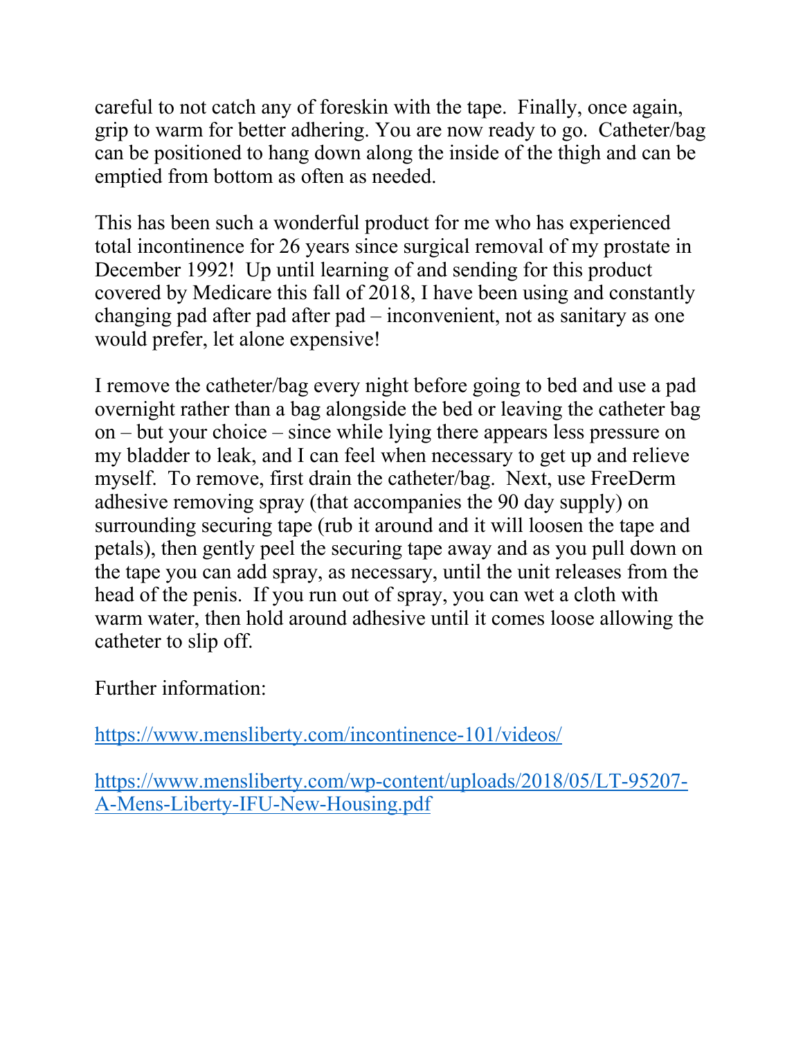careful to not catch any of foreskin with the tape. Finally, once again, grip to warm for better adhering. You are now ready to go. Catheter/bag can be positioned to hang down along the inside of the thigh and can be emptied from bottom as often as needed.

This has been such a wonderful product for me who has experienced total incontinence for 26 years since surgical removal of my prostate in December 1992! Up until learning of and sending for this product covered by Medicare this fall of 2018, I have been using and constantly changing pad after pad after pad – inconvenient, not as sanitary as one would prefer, let alone expensive!

I remove the catheter/bag every night before going to bed and use a pad overnight rather than a bag alongside the bed or leaving the catheter bag on – but your choice – since while lying there appears less pressure on my bladder to leak, and I can feel when necessary to get up and relieve myself. To remove, first drain the catheter/bag. Next, use FreeDerm adhesive removing spray (that accompanies the 90 day supply) on surrounding securing tape (rub it around and it will loosen the tape and petals), then gently peel the securing tape away and as you pull down on the tape you can add spray, as necessary, until the unit releases from the head of the penis. If you run out of spray, you can wet a cloth with warm water, then hold around adhesive until it comes loose allowing the catheter to slip off.

Further information:

https://www.mensliberty.com/incontinence-101/videos/

https://www.mensliberty.com/wp-content/uploads/2018/05/LT-95207-A-Mens-Liberty-IFU-New-Housing.pdf